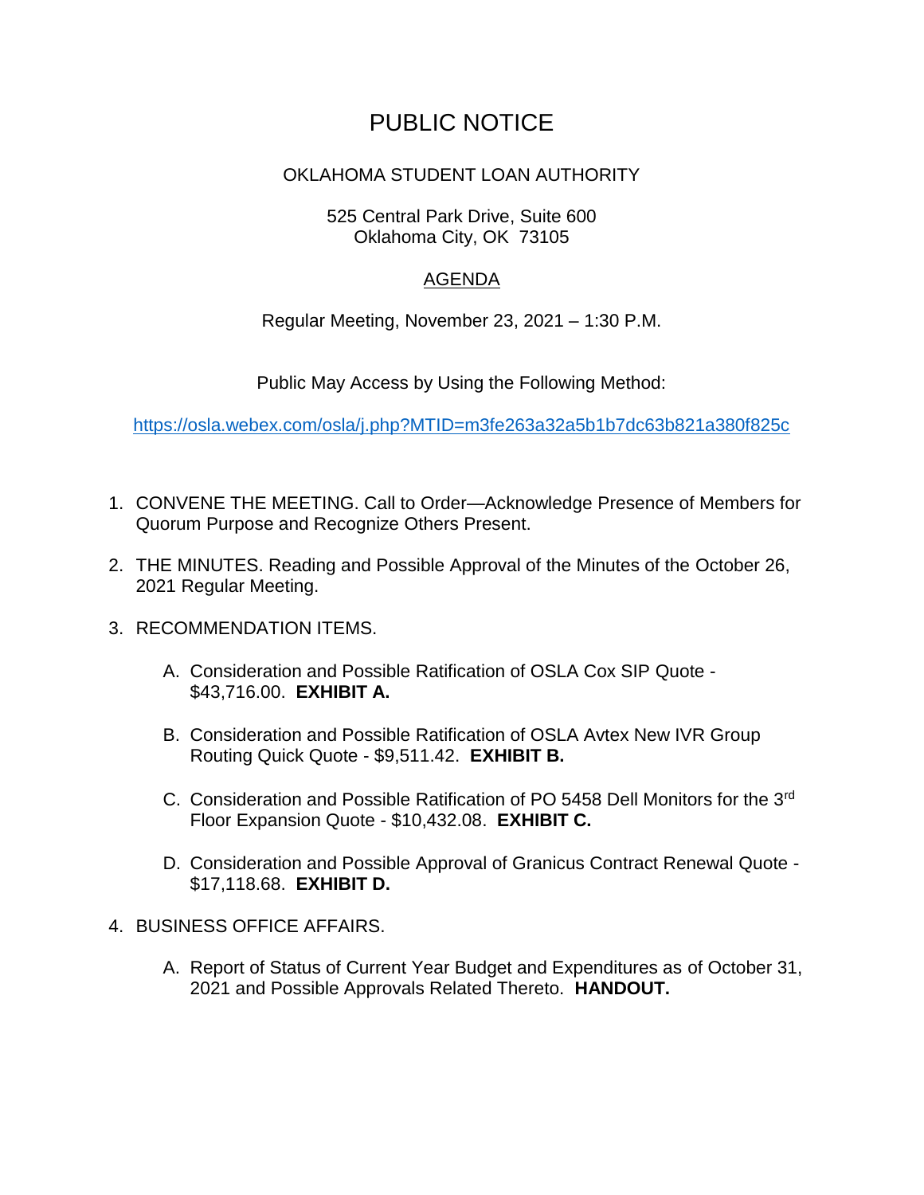# PUBLIC NOTICE

OKLAHOMA STUDENT LOAN AUTHORITY

525 Central Park Drive, Suite 600
Oklahoma City, OK 73105

AGENDA

Regular Meeting, November 23, 2021 – 1:30 P.M.

Public May Access by Using the Following Method:

https://osla.webex.com/osla/j.php?MTID=m3fe263a32a5b1b7dc63b821a380f825c

1. CONVENE THE MEETING. Call to Order—Acknowledge Presence of Members for Quorum Purpose and Recognize Others Present.

2. THE MINUTES. Reading and Possible Approval of the Minutes of the October 26, 2021 Regular Meeting.

3. RECOMMENDATION ITEMS.

   A. Consideration and Possible Ratification of OSLA Cox SIP Quote - $43,716.00. **EXHIBIT A.**

   B. Consideration and Possible Ratification of OSLA Avtex New IVR Group Routing Quick Quote - $9,511.42. **EXHIBIT B.**

   C. Consideration and Possible Ratification of PO 5458 Dell Monitors for the 3rd Floor Expansion Quote - $10,432.08. **EXHIBIT C.**

   D. Consideration and Possible Approval of Granicus Contract Renewal Quote - $17,118.68. **EXHIBIT D.**

4. BUSINESS OFFICE AFFAIRS.

   A. Report of Status of Current Year Budget and Expenditures as of October 31, 2021 and Possible Approvals Related Thereto. **HANDOUT.**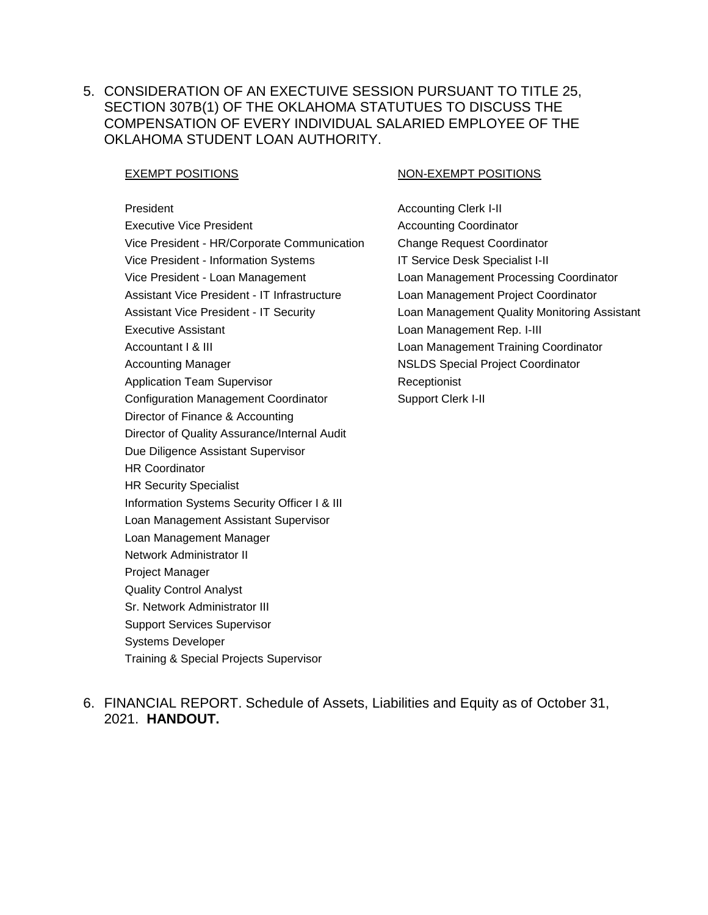5. CONSIDERATION OF AN EXECTUIVE SESSION PURSUANT TO TITLE 25, SECTION 307B(1) OF THE OKLAHOMA STATUTUES TO DISCUSS THE COMPENSATION OF EVERY INDIVIDUAL SALARIED EMPLOYEE OF THE OKLAHOMA STUDENT LOAN AUTHORITY.

<u>EXEMPT POSITIONS</u>

- President
- Executive Vice President
- Vice President - HR/Corporate Communication
- Vice President - Information Systems
- Vice President - Loan Management
- Assistant Vice President - IT Infrastructure
- Assistant Vice President - IT Security
- Executive Assistant
- Accountant I & III
- Accounting Manager
- Application Team Supervisor
- Configuration Management Coordinator
- Director of Finance & Accounting
- Director of Quality Assurance/Internal Audit
- Due Diligence Assistant Supervisor
- HR Coordinator
- HR Security Specialist
- Information Systems Security Officer I & III
- Loan Management Assistant Supervisor
- Loan Management Manager
- Network Administrator II
- Project Manager
- Quality Control Analyst
- Sr. Network Administrator III
- Support Services Supervisor
- Systems Developer
- Training & Special Projects Supervisor

<u>NON-EXEMPT POSITIONS</u>

- Accounting Clerk I-II
- Accounting Coordinator
- Change Request Coordinator
- IT Service Desk Specialist I-II
- Loan Management Processing Coordinator
- Loan Management Project Coordinator
- Loan Management Quality Monitoring Assistant
- Loan Management Rep. I-III
- Loan Management Training Coordinator
- NSLDS Special Project Coordinator
- Receptionist
- Support Clerk I-II

6. FINANCIAL REPORT. Schedule of Assets, Liabilities and Equity as of October 31, 2021. **HANDOUT.**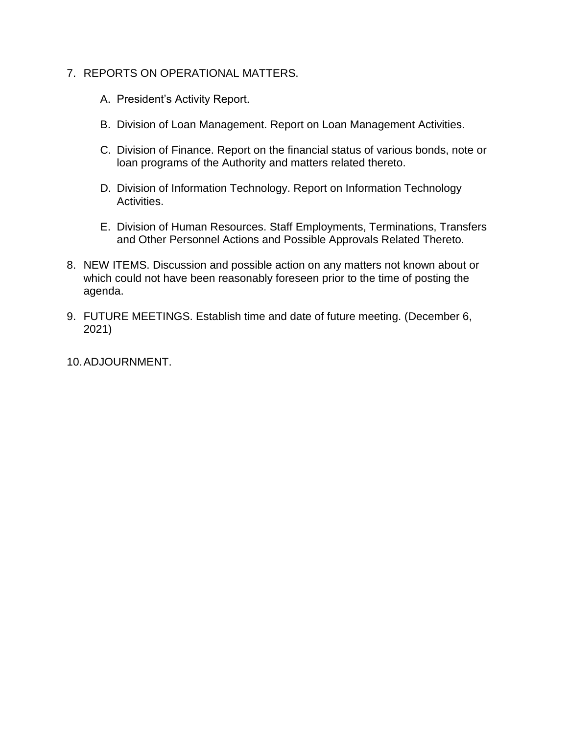7. REPORTS ON OPERATIONAL MATTERS.

   A. President's Activity Report.

   B. Division of Loan Management. Report on Loan Management Activities.

   C. Division of Finance. Report on the financial status of various bonds, note or loan programs of the Authority and matters related thereto.

   D. Division of Information Technology. Report on Information Technology Activities.

   E. Division of Human Resources. Staff Employments, Terminations, Transfers and Other Personnel Actions and Possible Approvals Related Thereto.

8. NEW ITEMS. Discussion and possible action on any matters not known about or which could not have been reasonably foreseen prior to the time of posting the agenda.

9. FUTURE MEETINGS. Establish time and date of future meeting. (December 6, 2021)

10. ADJOURNMENT.